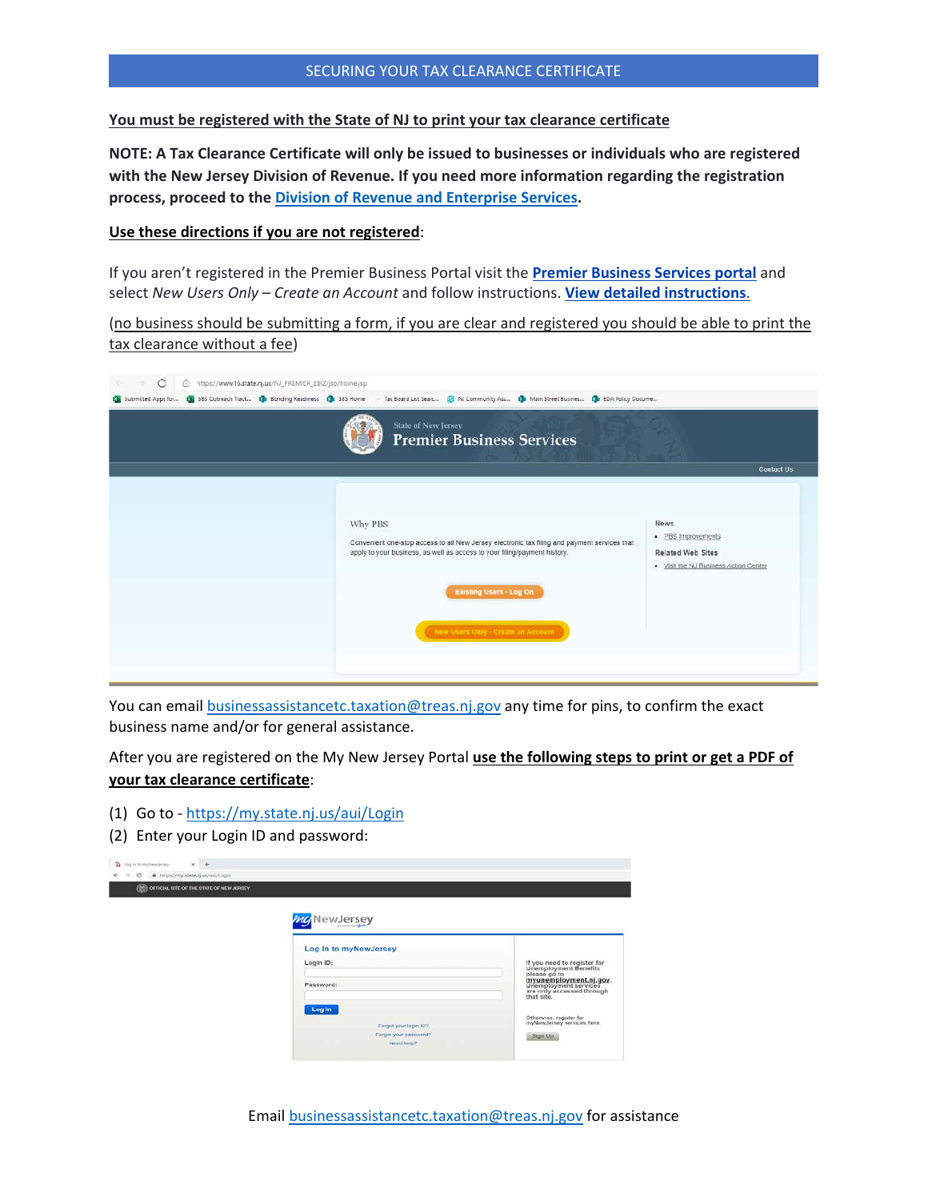# SECURING YOUR TAX CLEARANCE CERTIFICATE

**You must be registered with the State of NJ to print your tax clearance certificate**

**NOTE: A Tax Clearance Certificate will only be issued to businesses or individuals who are registered with the New Jersey Division of Revenue. If you need more information regarding the registration process, proceed to the Division of Revenue and Enterprise Services.**

**Use these directions if you are not registered:**

If you aren't registered in the Premier Business Portal visit the **Premier Business Services portal** and select *New Users Only – Create an Account* and follow instructions. **View detailed instructions.**

(no business should be submitting a form, if you are clear and registered you should be able to print the tax clearance without a fee)

You can email businessassistancetc.taxation@treas.nj.gov any time for pins, to confirm the exact business name and/or for general assistance.

After you are registered on the My New Jersey Portal **use the following steps to print or get a PDF of your tax clearance certificate**:

(1) Go to - https://my.state.nj.us/aui/Login
(2) Enter your Login ID and password:

Email businessassistancetc.taxation@treas.nj.gov for assistance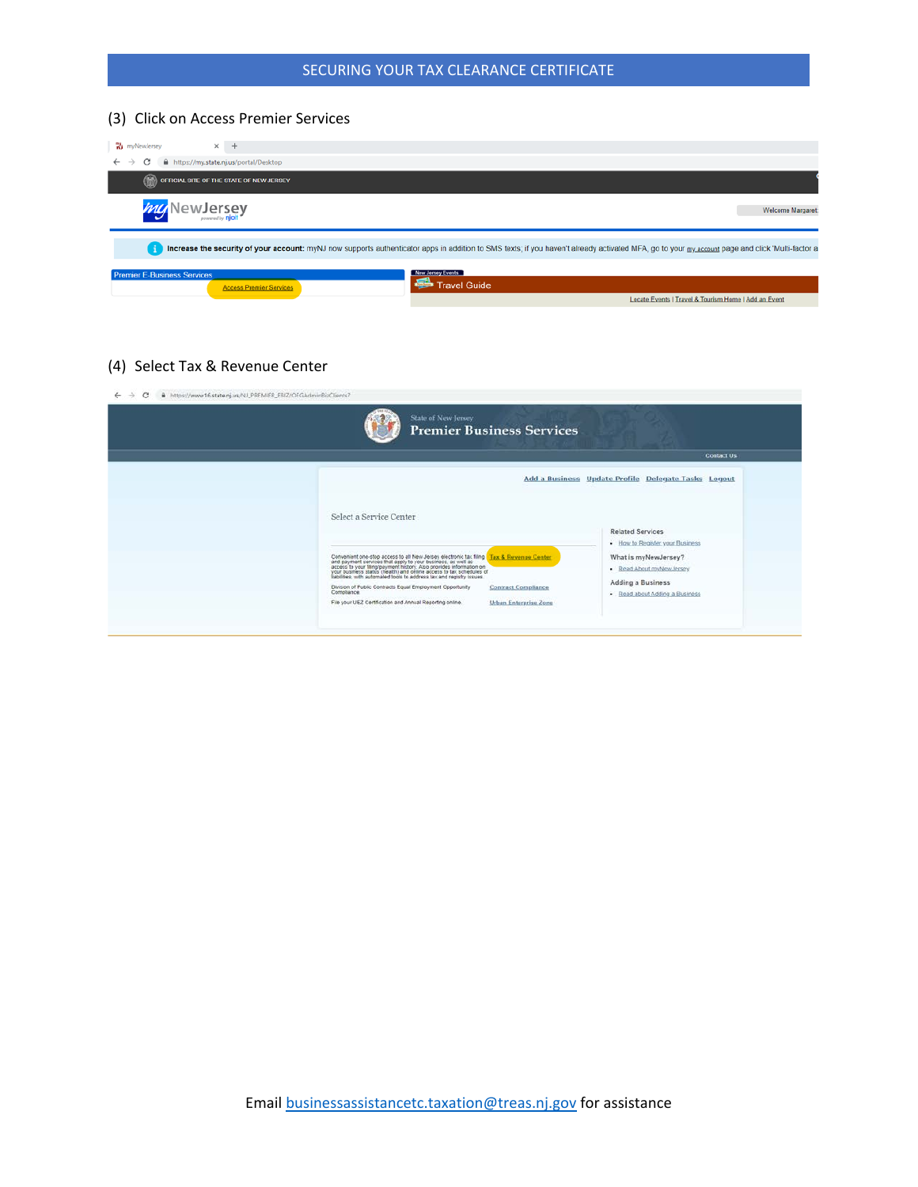SECURING YOUR TAX CLEARANCE CERTIFICATE

(3) Click on Access Premier Services

(4) Select Tax & Revenue Center

Email businessassistancetc.taxation@treas.nj.gov for assistance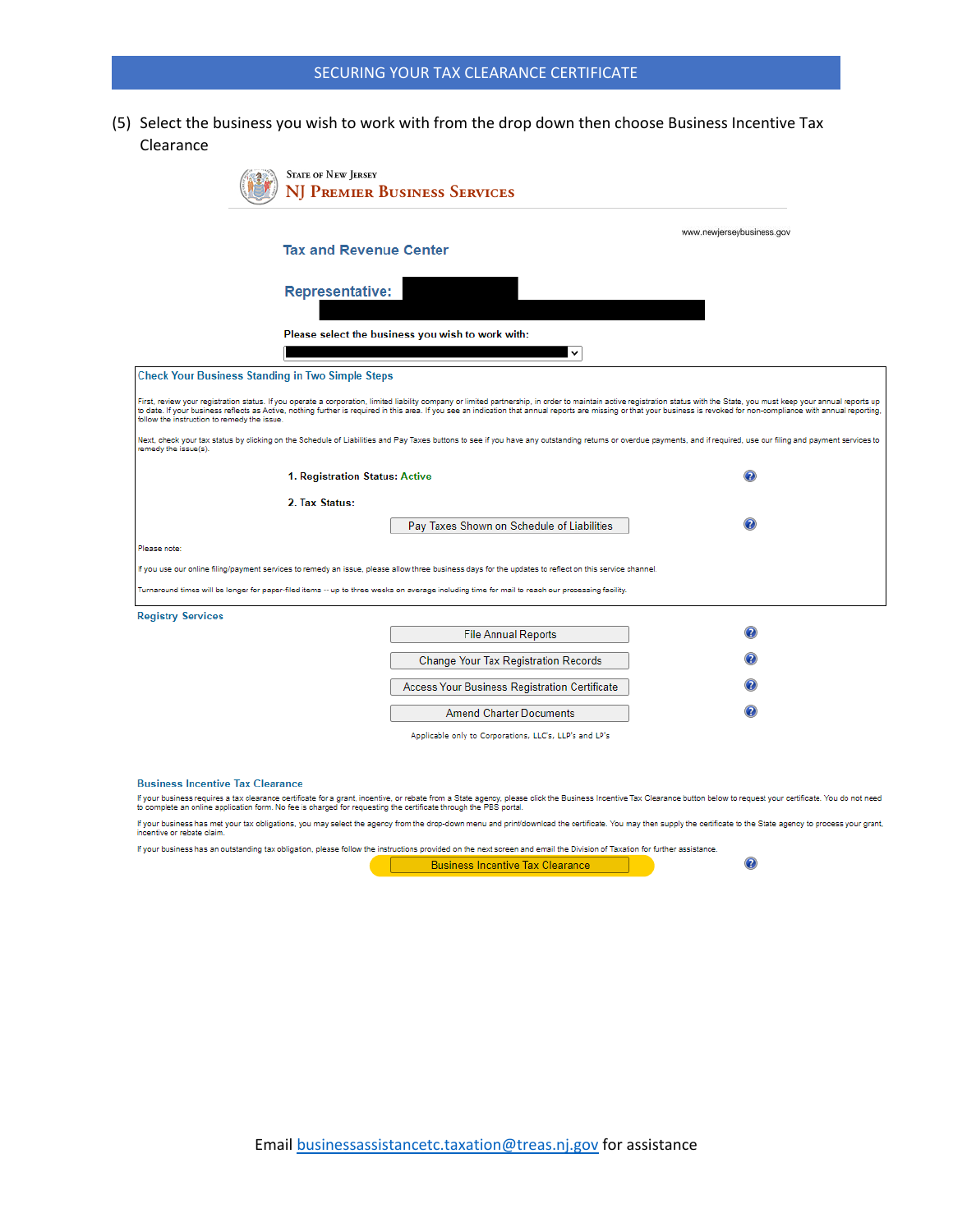## SECURING YOUR TAX CLEARANCE CERTIFICATE

(5) Select the business you wish to work with from the drop down then choose Business Incentive Tax Clearance

State of New Jersey
NJ Premier Business Services

www.newjerseybusiness.gov

**Tax and Revenue Center**

**Representative:**

**Please select the business you wish to work with:**

**Check Your Business Standing in Two Simple Steps**

First, review your registration status. If you operate a corporation, limited liability company or limited partnership, in order to maintain active registration status with the State, you must keep your annual reports up to date. If your business reflects as Active, nothing further is required in this area. If you see an indication that annual reports are missing or that your business is revoked for non-compliance with annual reporting, follow the instruction to remedy the issue.

Next, check your tax status by clicking on the Schedule of Liabilities and Pay Taxes buttons to see if you have any outstanding returns or overdue payments, and if required, use our filing and payment services to remedy the issue(s).

1. Registration Status: Active

2. Tax Status:

Pay Taxes Shown on Schedule of Liabilities

Please note:

If you use our online filing/payment services to remedy an issue, please allow three business days for the updates to reflect on this service channel.

Turnaround times will be longer for paper-filed items -- up to three weeks on average including time for mail to reach our processing facility.

**Registry Services**

File Annual Reports

Change Your Tax Registration Records

Access Your Business Registration Certificate

Amend Charter Documents

Applicable only to Corporations, LLC's, LLP's and LP's

**Business Incentive Tax Clearance**

If your business requires a tax clearance certificate for a grant, incentive, or rebate from a State agency, please click the Business Incentive Tax Clearance button below to request your certificate. You do not need to complete an online application form. No fee is charged for requesting the certificate through the PBS portal.

If your business has met your tax obligations, you may select the agency from the drop-down menu and print/download the certificate. You may then supply the certificate to the State agency to process your grant, incentive or rebate claim.

If your business has an outstanding tax obligation, please follow the instructions provided on the next screen and email the Division of Taxation for further assistance.

Business Incentive Tax Clearance

Email businessassistancetc.taxation@treas.nj.gov for assistance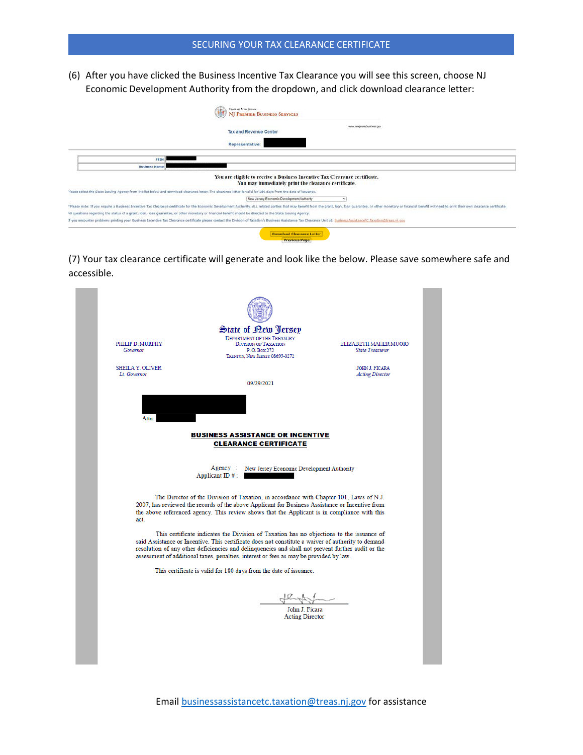SECURING YOUR TAX CLEARANCE CERTIFICATE

(6) After you have clicked the Business Incentive Tax Clearance you will see this screen, choose NJ Economic Development Authority from the dropdown, and click download clearance letter:

State of New Jersey
NJ Premier Business Services

www.newjerseybusiness.gov

Tax and Revenue Center

Representative:

FEIN:

Business Name:

You are eligible to receive a Business Incentive Tax Clearance certificate.
You may immediately print the clearance certificate.

Please select the State Issuing Agency from the list below and download clearance letter. The clearance letter is valid for 180 days from the date of issuance.

New Jersey Economic Development Authority

*Please note: If you require a Business Incentive Tax Clearance certificate for the Economic Development Authority, ALL related parties that may benefit from the grant, loan, loan guarantee, or other monetary or financial benefit will need to print their own clearance certificate.

All questions regarding the status of a grant, loan, loan guarantee, or other monetary or financial benefit should be directed to the State Issuing Agency.

If you encounter problems printing your Business Incentive Tax Clearance certificate please contact the Division of Taxation's Business Assistance Tax Clearance Unit at: BusinessAssistanceTC.Taxation@treas.nj.gov

Download Clearance Letter

Previous Page

(7) Your tax clearance certificate will generate and look like the below. Please save somewhere safe and accessible.

State of New Jersey
DEPARTMENT OF THE TREASURY
DIVISION OF TAXATION
P. O. Box 272
TRENTON, NEW JERSEY 08695-0272

PHILIP D. MURPHY
*Governor*

SHEILA Y. OLIVER
*Lt. Governor*

ELIZABETH MAHER MUOIO
*State Treasurer*

JOHN J. FICARA
*Acting Director*

09/29/2021

Attn:

**BUSINESS ASSISTANCE OR INCENTIVE CLEARANCE CERTIFICATE**

Agency : New Jersey Economic Development Authority
Applicant ID # :

The Director of the Division of Taxation, in accordance with Chapter 101, Laws of N.J. 2007, has reviewed the records of the above Applicant for Business Assistance or Incentive from the above referenced agency. This review shows that the Applicant is in compliance with this act.

This certificate indicates the Division of Taxation has no objections to the issuance of said Assistance or Incentive. This certificate does not constitute a waiver of authority to demand resolution of any other deficiencies and delinquencies and shall not prevent further audit or the assessment of additional taxes, penalties, interest or fees as may be provided by law.

This certificate is valid for 180 days from the date of issuance.

John J. Ficara
Acting Director

Email businessassistancetc.taxation@treas.nj.gov for assistance